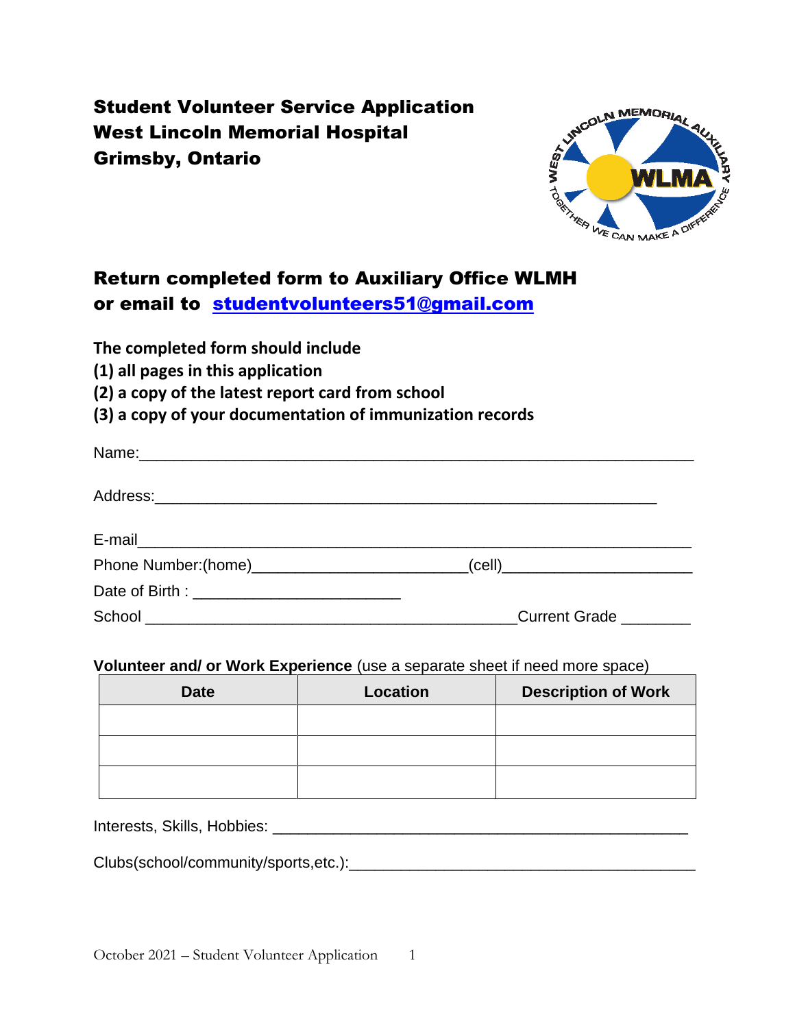# Student Volunteer Service Application
# West Lincoln Memorial Hospital
# Grimsby, Ontario

## Return completed form to Auxiliary Office WLMH or email to studentvolunteers51@gmail.com

**The completed form should include**
**(1) all pages in this application**
**(2) a copy of the latest report card from school**
**(3) a copy of your documentation of immunization records**

Name:_______________________________________________________________

Address:____________________________________________________________

E-mail______________________________________________________________

Phone Number:(home)_________________________(cell)______________________

Date of Birth : ________________________

School _____________________________________________Current Grade ________

**Volunteer and/ or Work Experience** (use a separate sheet if need more space)

| Date | Location | Description of Work |
|---|---|---|
| | | |
| | | |
| | | |

Interests, Skills, Hobbies: _________________________________________________

Clubs(school/community/sports,etc.):________________________________________

October 2021 – Student Volunteer Application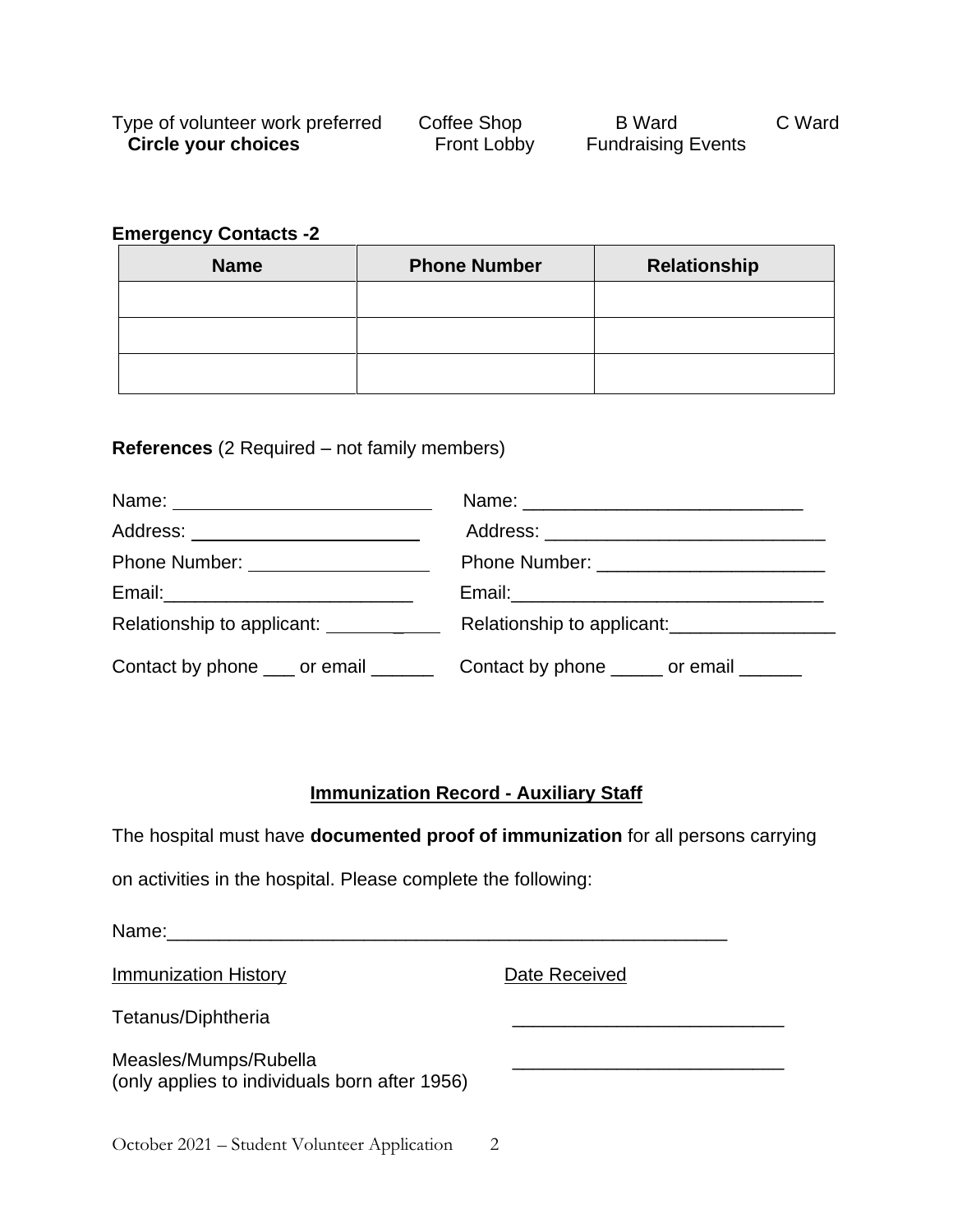Type of volunteer work preferred Coffee Shop B Ward C Ward
**Circle your choices** Front Lobby Fundraising Events

**Emergency Contacts -2**

| Name | Phone Number | Relationship |
|---|---|---|
| | | |
| | | |
| | | |

**References** (2 Required – not family members)

Name: ___________________________
Address: ___________________________
Phone Number: ___________________________
Email: ___________________________
Relationship to applicant: ___________
Contact by phone ___ or email ______

Name: ___________________________
Address: ___________________________
Phone Number: ______________________
Email: _______________________________
Relationship to applicant: ________________
Contact by phone _____ or email ______

**Immunization Record - Auxiliary Staff**

The hospital must have **documented proof of immunization** for all persons carrying on activities in the hospital. Please complete the following:

Name: _______________________________________________________

| Immunization History | Date Received |
|---|---|
| Tetanus/Diphtheria | ___________________________ |
| Measles/Mumps/Rubella (only applies to individuals born after 1956) | ___________________________ |

October 2021 – Student Volunteer Application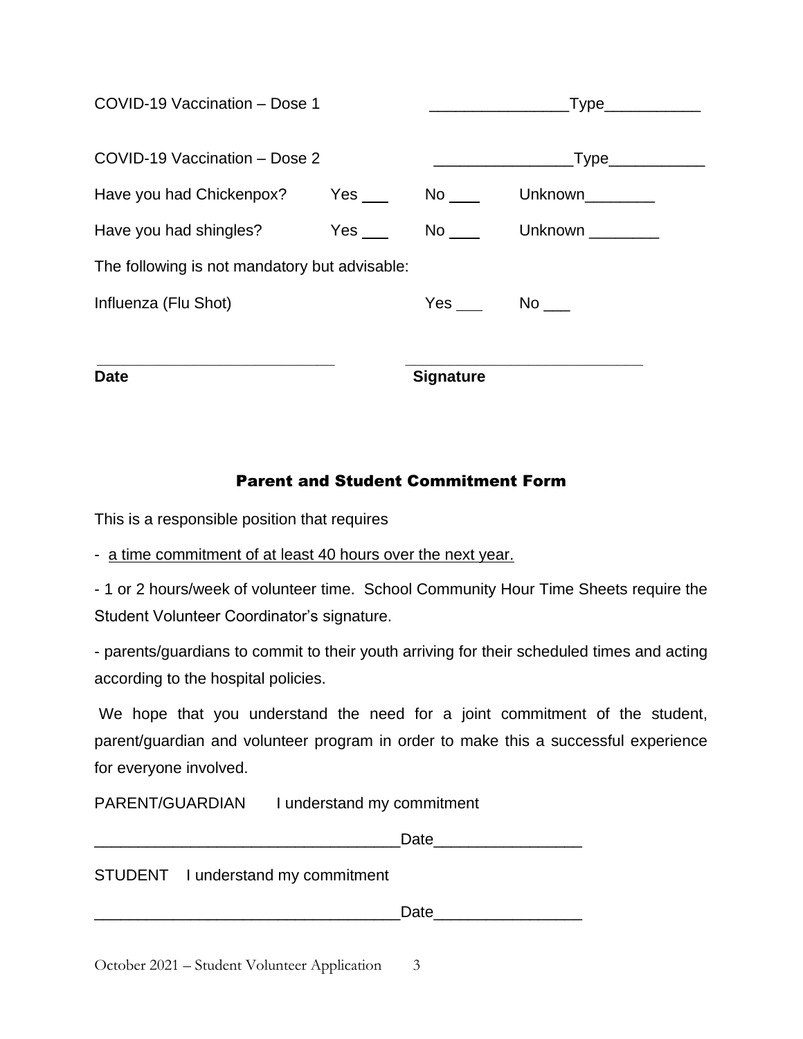COVID-19 Vaccination – Dose 1 ________________Type___________

COVID-19 Vaccination – Dose 2 ________________Type___________

Have you had Chickenpox? Yes ___ No ___ Unknown________

Have you had shingles? Yes ___ No ___ Unknown ________

The following is not mandatory but advisable:

Influenza (Flu Shot) Yes ___ No ___

____________________________ ____________________________

**Date** **Signature**

## Parent and Student Commitment Form

This is a responsible position that requires

- a time commitment of at least 40 hours over the next year.

- 1 or 2 hours/week of volunteer time. School Community Hour Time Sheets require the Student Volunteer Coordinator's signature.

- parents/guardians to commit to their youth arriving for their scheduled times and acting according to the hospital policies.

We hope that you understand the need for a joint commitment of the student, parent/guardian and volunteer program in order to make this a successful experience for everyone involved.

PARENT/GUARDIAN I understand my commitment

__________________________________Date________________

STUDENT I understand my commitment

__________________________________Date________________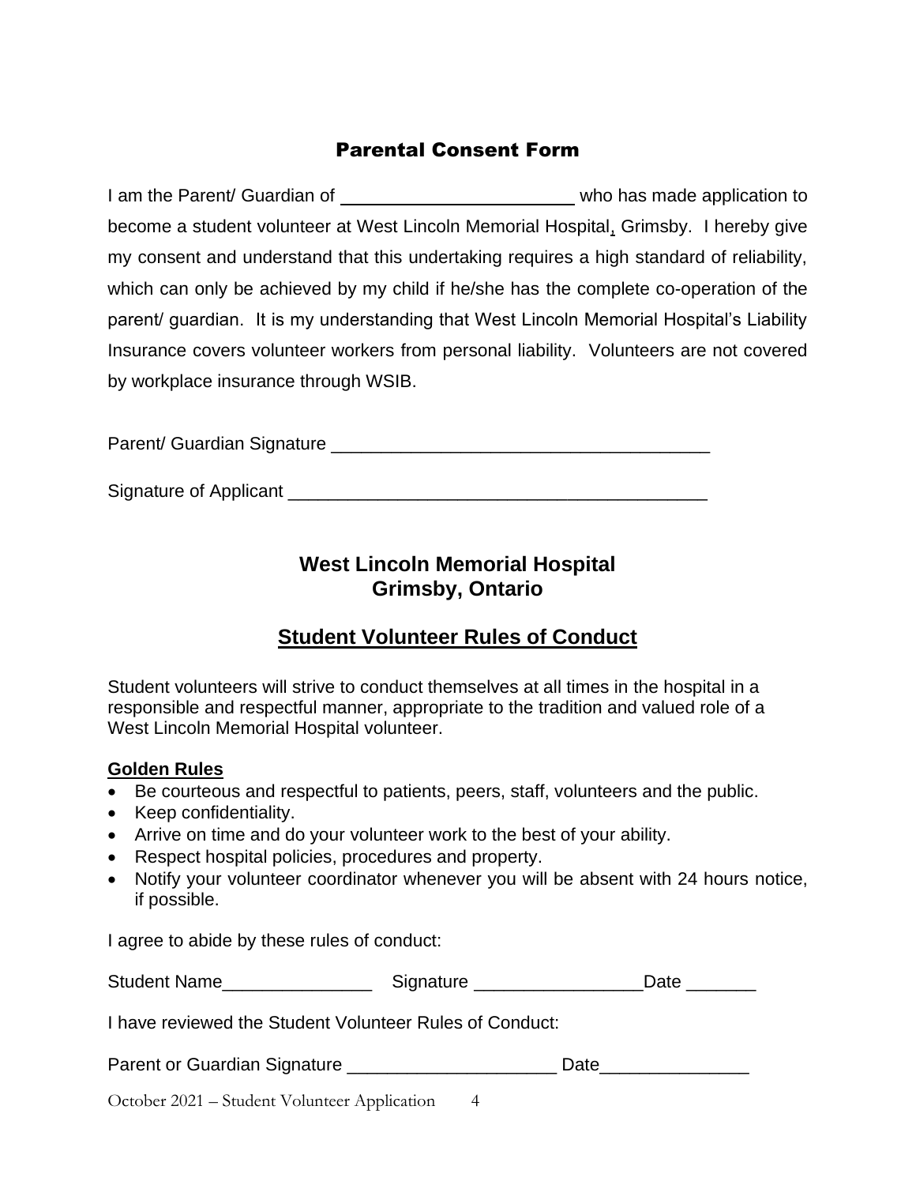## Parental Consent Form

I am the Parent/ Guardian of ________________________ who has made application to become a student volunteer at West Lincoln Memorial Hospital, Grimsby. I hereby give my consent and understand that this undertaking requires a high standard of reliability, which can only be achieved by my child if he/she has the complete co-operation of the parent/ guardian. It is my understanding that West Lincoln Memorial Hospital's Liability Insurance covers volunteer workers from personal liability. Volunteers are not covered by workplace insurance through WSIB.

Parent/ Guardian Signature _____________________________________

Signature of Applicant _________________________________________

## West Lincoln Memorial Hospital
## Grimsby, Ontario

## Student Volunteer Rules of Conduct

Student volunteers will strive to conduct themselves at all times in the hospital in a responsible and respectful manner, appropriate to the tradition and valued role of a West Lincoln Memorial Hospital volunteer.

**Golden Rules**

- Be courteous and respectful to patients, peers, staff, volunteers and the public.
- Keep confidentiality.
- Arrive on time and do your volunteer work to the best of your ability.
- Respect hospital policies, procedures and property.
- Notify your volunteer coordinator whenever you will be absent with 24 hours notice, if possible.

I agree to abide by these rules of conduct:

Student Name_______________ Signature _________________Date _______

I have reviewed the Student Volunteer Rules of Conduct:

Parent or Guardian Signature _____________________ Date_______________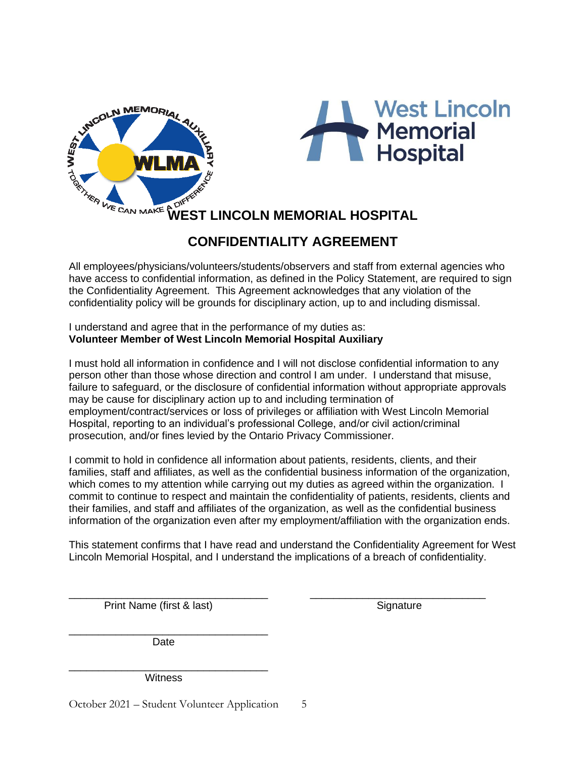# WEST LINCOLN MEMORIAL HOSPITAL

## CONFIDENTIALITY AGREEMENT

All employees/physicians/volunteers/students/observers and staff from external agencies who have access to confidential information, as defined in the Policy Statement, are required to sign the Confidentiality Agreement. This Agreement acknowledges that any violation of the confidentiality policy will be grounds for disciplinary action, up to and including dismissal.

I understand and agree that in the performance of my duties as:
**Volunteer Member of West Lincoln Memorial Hospital Auxiliary**

I must hold all information in confidence and I will not disclose confidential information to any person other than those whose direction and control I am under. I understand that misuse, failure to safeguard, or the disclosure of confidential information without appropriate approvals may be cause for disciplinary action up to and including termination of employment/contract/services or loss of privileges or affiliation with West Lincoln Memorial Hospital, reporting to an individual's professional College, and/or civil action/criminal prosecution, and/or fines levied by the Ontario Privacy Commissioner.

I commit to hold in confidence all information about patients, residents, clients, and their families, staff and affiliates, as well as the confidential business information of the organization, which comes to my attention while carrying out my duties as agreed within the organization. I commit to continue to respect and maintain the confidentiality of patients, residents, clients and their families, and staff and affiliates of the organization, as well as the confidential business information of the organization even after my employment/affiliation with the organization ends.

This statement confirms that I have read and understand the Confidentiality Agreement for West Lincoln Memorial Hospital, and I understand the implications of a breach of confidentiality.

\_\_\_\_\_\_\_\_\_\_\_\_\_\_\_\_\_\_\_\_\_\_\_\_\_\_\_\_\_\_\_\_\_\_ Print Name (first & last)

\_\_\_\_\_\_\_\_\_\_\_\_\_\_\_\_\_\_\_\_\_\_\_\_\_\_\_\_\_\_\_\_\_\_ Signature

\_\_\_\_\_\_\_\_\_\_\_\_\_\_\_\_\_\_\_\_\_\_\_\_\_\_\_\_\_\_\_\_\_\_ Date

\_\_\_\_\_\_\_\_\_\_\_\_\_\_\_\_\_\_\_\_\_\_\_\_\_\_\_\_\_\_\_\_\_\_ Witness

October 2021 – Student Volunteer Application